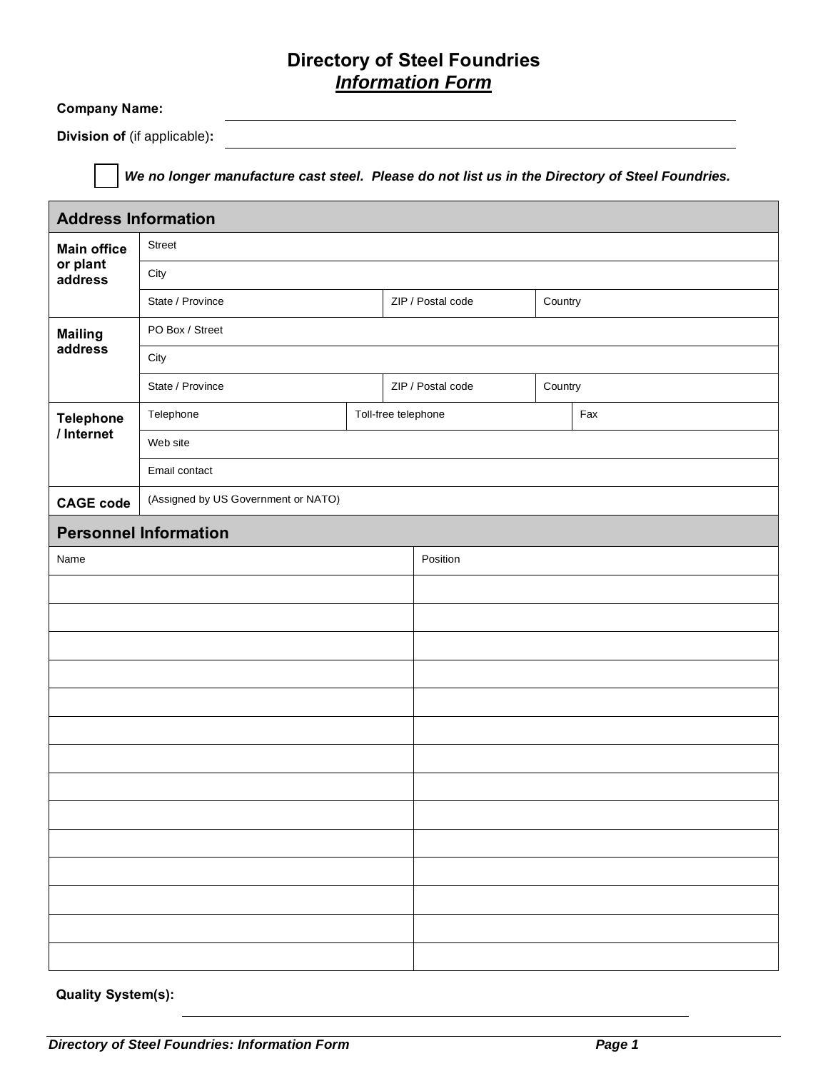# Directory of Steel Foundries

## *Information Form*

**Company Name:** ______________________________

**Division of** (if applicable)**:** ______________________________

☐ ***We no longer manufacture cast steel. Please do not list us in the Directory of Steel Foundries.***

| **Address Information** | | | |
|---|---|---|---|
| **Main office or plant address** | Street | | |
| | City | | |
| | State / Province | ZIP / Postal code | Country |
| **Mailing address** | PO Box / Street | | |
| | City | | |
| | State / Province | ZIP / Postal code | Country |
| **Telephone / Internet** | Telephone | Toll-free telephone | Fax |
| | Web site | | |
| | Email contact | | |
| **CAGE code** | (Assigned by US Government or NATO) | | |

| **Personnel Information** | |
|---|---|
| Name | Position |
| | |
| | |
| | |
| | |
| | |
| | |
| | |
| | |
| | |
| | |
| | |
| | |
| | |
| | |

**Quality System(s):** ______________________________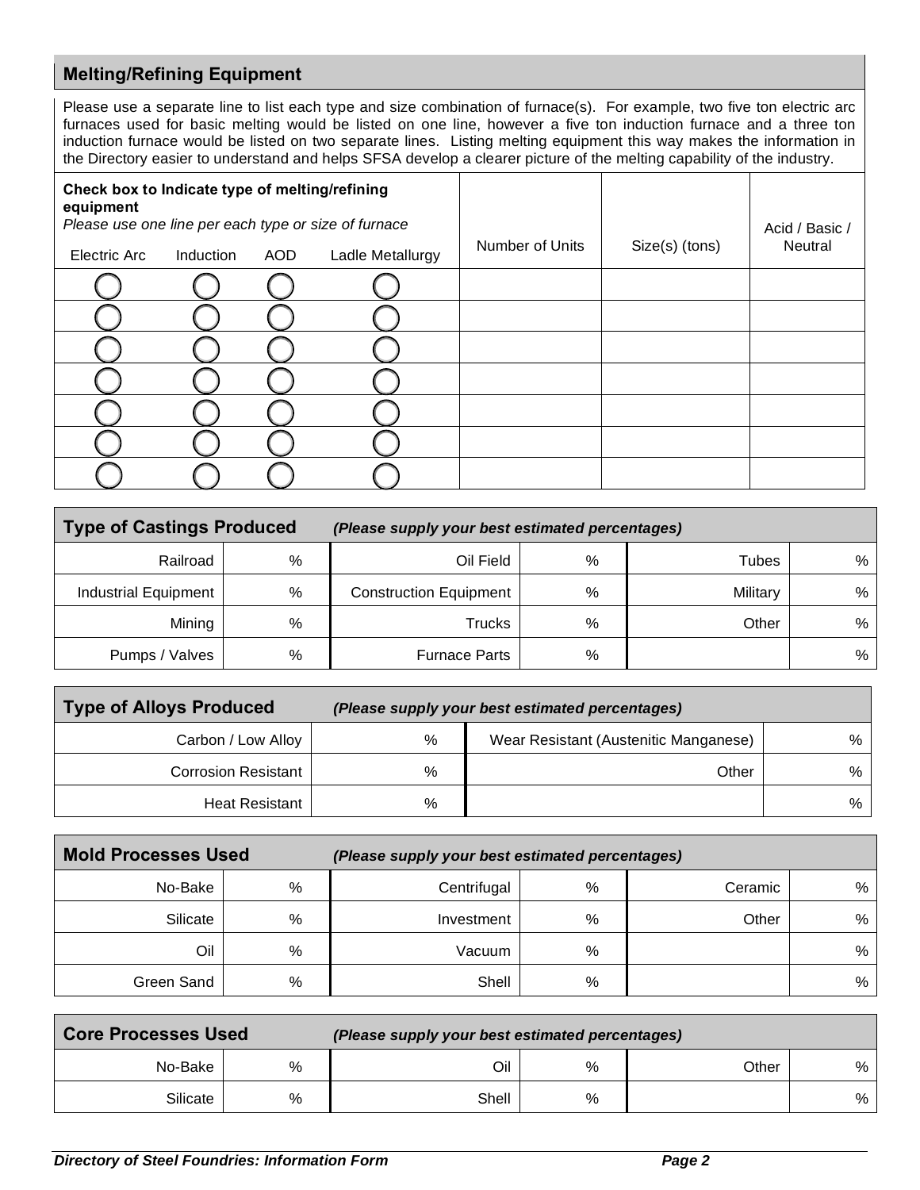## Melting/Refining Equipment

Please use a separate line to list each type and size combination of furnace(s). For example, two five ton electric arc furnaces used for basic melting would be listed on one line, however a five ton induction furnace and a three ton induction furnace would be listed on two separate lines. Listing melting equipment this way makes the information in the Directory easier to understand and helps SFSA develop a clearer picture of the melting capability of the industry.

| **Check box to Indicate type of melting/refining equipment** *Please use one line per each type or size of furnace* | | | | Number of Units | Size(s) (tons) | Acid / Basic / Neutral |
|---|---|---|---|---|---|---|
| Electric Arc | Induction | AOD | Ladle Metallurgy | | | |
| ◯ | ◯ | ◯ | ◯ | | | |
| ◯ | ◯ | ◯ | ◯ | | | |
| ◯ | ◯ | ◯ | ◯ | | | |
| ◯ | ◯ | ◯ | ◯ | | | |
| ◯ | ◯ | ◯ | ◯ | | | |
| ◯ | ◯ | ◯ | ◯ | | | |
| ◯ | ◯ | ◯ | ◯ | | | |

## Type of Castings Produced *(Please supply your best estimated percentages)*

| | | | | | |
|---|---|---|---|---|---|
| Railroad | % | Oil Field | % | Tubes | % |
| Industrial Equipment | % | Construction Equipment | % | Military | % |
| Mining | % | Trucks | % | Other | % |
| Pumps / Valves | % | Furnace Parts | % | | % |

## Type of Alloys Produced *(Please supply your best estimated percentages)*

| | | | |
|---|---|---|---|
| Carbon / Low Alloy | % | Wear Resistant (Austenitic Manganese) | % |
| Corrosion Resistant | % | Other | % |
| Heat Resistant | % | | % |

## Mold Processes Used *(Please supply your best estimated percentages)*

| | | | | | |
|---|---|---|---|---|---|
| No-Bake | % | Centrifugal | % | Ceramic | % |
| Silicate | % | Investment | % | Other | % |
| Oil | % | Vacuum | % | | % |
| Green Sand | % | Shell | % | | % |

## Core Processes Used *(Please supply your best estimated percentages)*

| | | | | | |
|---|---|---|---|---|---|
| No-Bake | % | Oil | % | Other | % |
| Silicate | % | Shell | % | | % |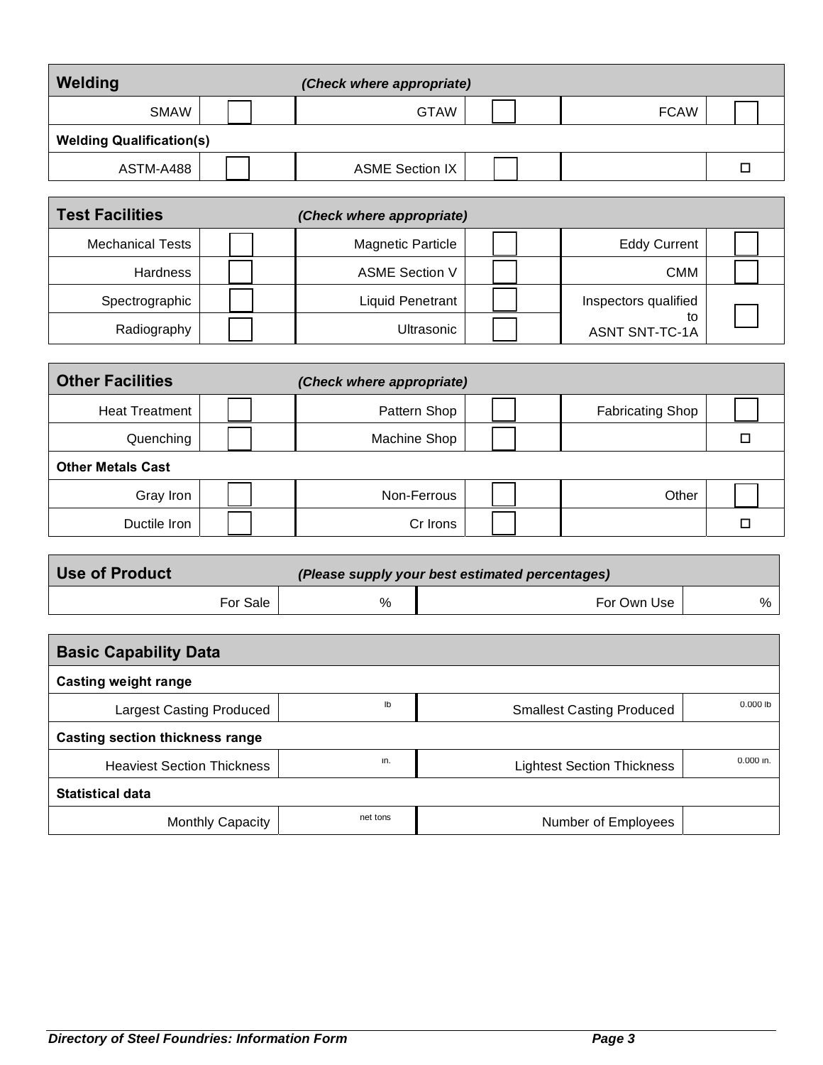## Welding *(Check where appropriate)*

| | | | | | |
|---|---|---|---|---|---|
| SMAW | ☐ | GTAW | ☐ | FCAW | ☐ |
| **Welding Qualification(s)** | | | | | |
| ASTM-A488 | ☐ | ASME Section IX | ☐ | | ☐ |

## Test Facilities *(Check where appropriate)*

| | | | | | |
|---|---|---|---|---|---|
| Mechanical Tests | ☐ | Magnetic Particle | ☐ | Eddy Current | ☐ |
| Hardness | ☐ | ASME Section V | ☐ | CMM | ☐ |
| Spectrographic | ☐ | Liquid Penetrant | ☐ | Inspectors qualified to ASNT SNT-TC-1A | ☐ |
| Radiography | ☐ | Ultrasonic | ☐ | | |

## Other Facilities *(Check where appropriate)*

| | | | | | |
|---|---|---|---|---|---|
| Heat Treatment | ☐ | Pattern Shop | ☐ | Fabricating Shop | ☐ |
| Quenching | ☐ | Machine Shop | ☐ | | ☐ |
| **Other Metals Cast** | | | | | |
| Gray Iron | ☐ | Non-Ferrous | ☐ | Other | ☐ |
| Ductile Iron | ☐ | Cr Irons | ☐ | | ☐ |

## Use of Product *(Please supply your best estimated percentages)*

| | | | |
|---|---|---|---|
| For Sale | % | For Own Use | % |

## Basic Capability Data

| | | | |
|---|---|---|---|
| **Casting weight range** | | | |
| Largest Casting Produced | lb | Smallest Casting Produced | 0.000 lb |
| **Casting section thickness range** | | | |
| Heaviest Section Thickness | in. | Lightest Section Thickness | 0.000 in. |
| **Statistical data** | | | |
| Monthly Capacity | net tons | Number of Employees | |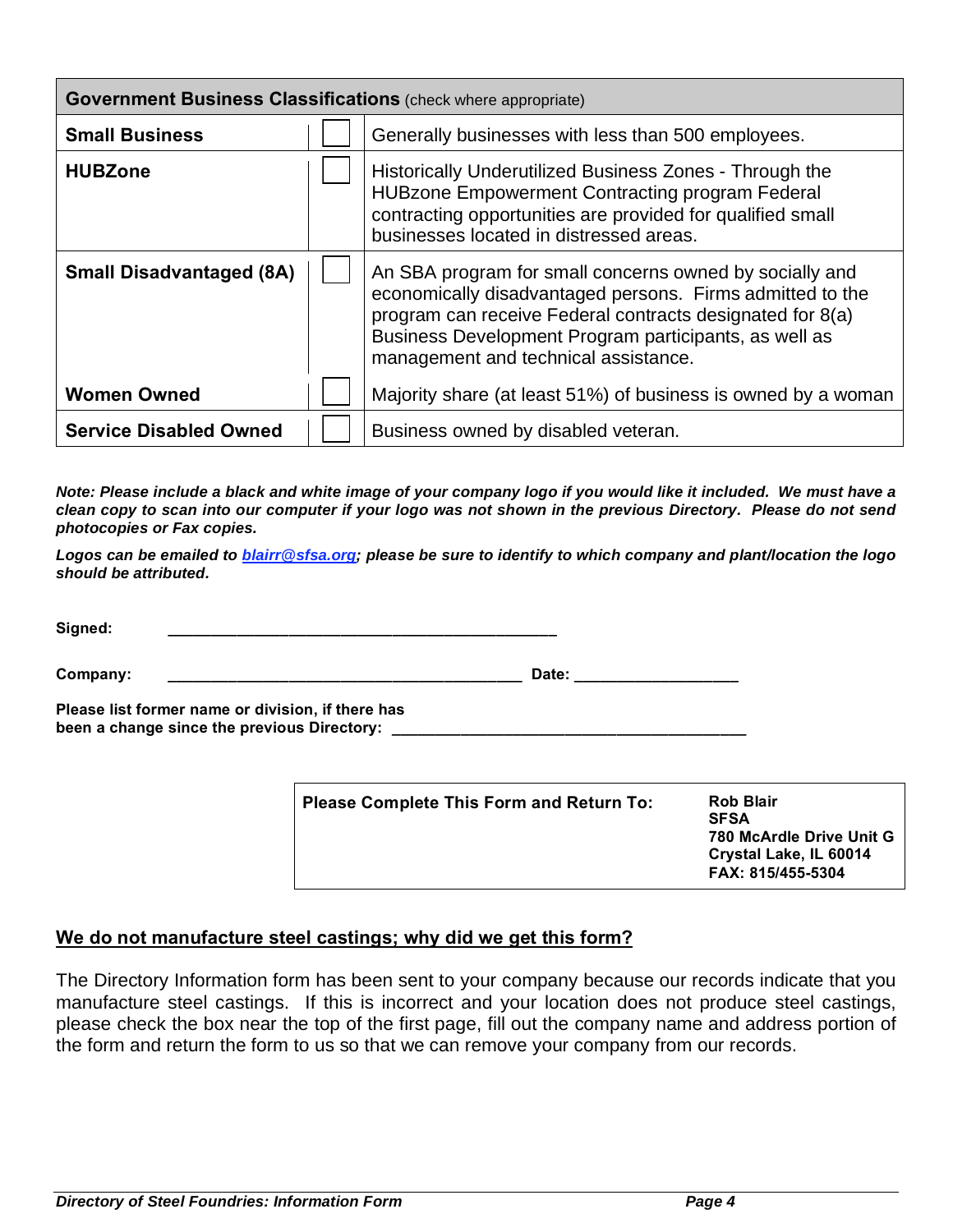| **Government Business Classifications** (check where appropriate) | | |
|---|---|---|
| **Small Business** | ☐ | Generally businesses with less than 500 employees. |
| **HUBZone** | ☐ | Historically Underutilized Business Zones - Through the HUBzone Empowerment Contracting program Federal contracting opportunities are provided for qualified small businesses located in distressed areas. |
| **Small Disadvantaged (8A)** | ☐ | An SBA program for small concerns owned by socially and economically disadvantaged persons. Firms admitted to the program can receive Federal contracts designated for 8(a) Business Development Program participants, as well as management and technical assistance. |
| **Women Owned** | ☐ | Majority share (at least 51%) of business is owned by a woman |
| **Service Disabled Owned** | ☐ | Business owned by disabled veteran. |

***Note: Please include a black and white image of your company logo if you would like it included. We must have a clean copy to scan into our computer if your logo was not shown in the previous Directory. Please do not send photocopies or Fax copies.***

***Logos can be emailed to blairr@sfsa.org; please be sure to identify to which company and plant/location the logo should be attributed.***

**Signed:** \_\_\_\_\_\_\_\_\_\_\_\_\_\_\_\_\_\_\_\_\_\_\_\_\_\_\_\_\_\_\_\_\_\_\_\_\_\_\_\_\_\_\_\_

**Company:** \_\_\_\_\_\_\_\_\_\_\_\_\_\_\_\_\_\_\_\_\_\_\_\_\_\_\_\_\_\_\_\_\_\_\_\_\_\_\_ **Date:** \_\_\_\_\_\_\_\_\_\_\_\_\_\_\_\_\_\_

**Please list former name or division, if there has been a change since the previous Directory:** \_\_\_\_\_\_\_\_\_\_\_\_\_\_\_\_\_\_\_\_\_\_\_\_\_\_\_\_\_\_\_\_\_\_\_\_\_\_\_

| | |
|---|---|
| **Please Complete This Form and Return To:** | **Rob Blair**<br>**SFSA**<br>**780 McArdle Drive Unit G**<br>**Crystal Lake, IL 60014**<br>**FAX: 815/455-5304** |

## We do not manufacture steel castings; why did we get this form?

The Directory Information form has been sent to your company because our records indicate that you manufacture steel castings. If this is incorrect and your location does not produce steel castings, please check the box near the top of the first page, fill out the company name and address portion of the form and return the form to us so that we can remove your company from our records.